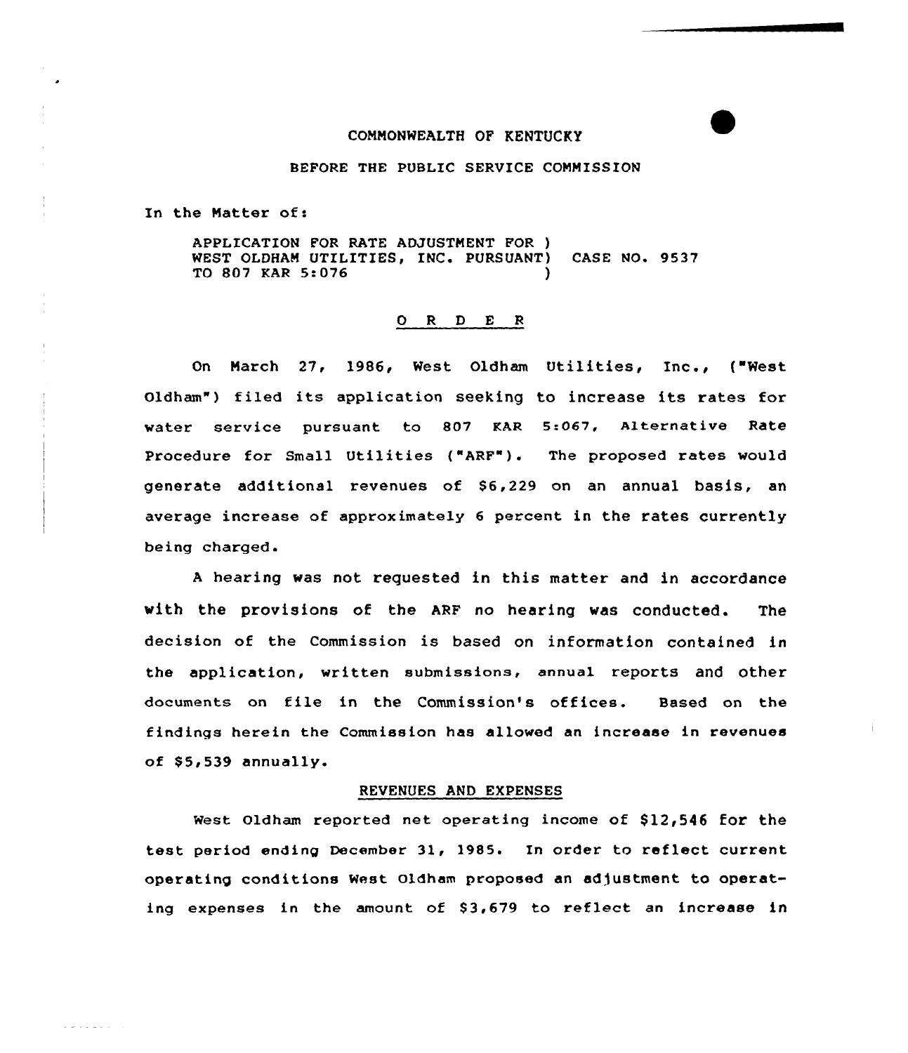COMMONWEALTH OF KENTUCKY

BEFORE THE PUBLIC SERVICE COMMISSION

In the Matter of:

APPLICATION FOR RATE ADJUSTMENT FOR ) WEST OLDHAM UTILITIES, INC. PURSUANT) CASE NO. 9537 TO 807 KAR 5:076 )

O R D E R

On March 27, 1986, West Oldham Utilities, Inc., ("West Oldham") filed its application seeking to increase its rates for water service pursuant to 807 KAR 5:067, Alternative Rate Procedure for Small Utilities ("ARF"). The proposed rates would generate additional revenues of $6,229 on an annual basis, an average increase of approximately 6 percent in the rates currently being charged.

A hearing was not requested in this matter and in accordance with the provisions of the ARF no hearing was conducted. The decision of the Commission is based on information contained in the application, written submissions, annual reports and other documents on file in the Commission's offices. Based on the findings herein the Commission has allowed an increase in revenues of $5,539 annually.

REVENUES AND EXPENSES

West Oldham reported net operating income of $12,546 for the test period ending December 31, 1985. In order to reflect current operating conditions West Oldham proposed an adjustment to operating expenses in the amount of $3,679 to reflect an increase in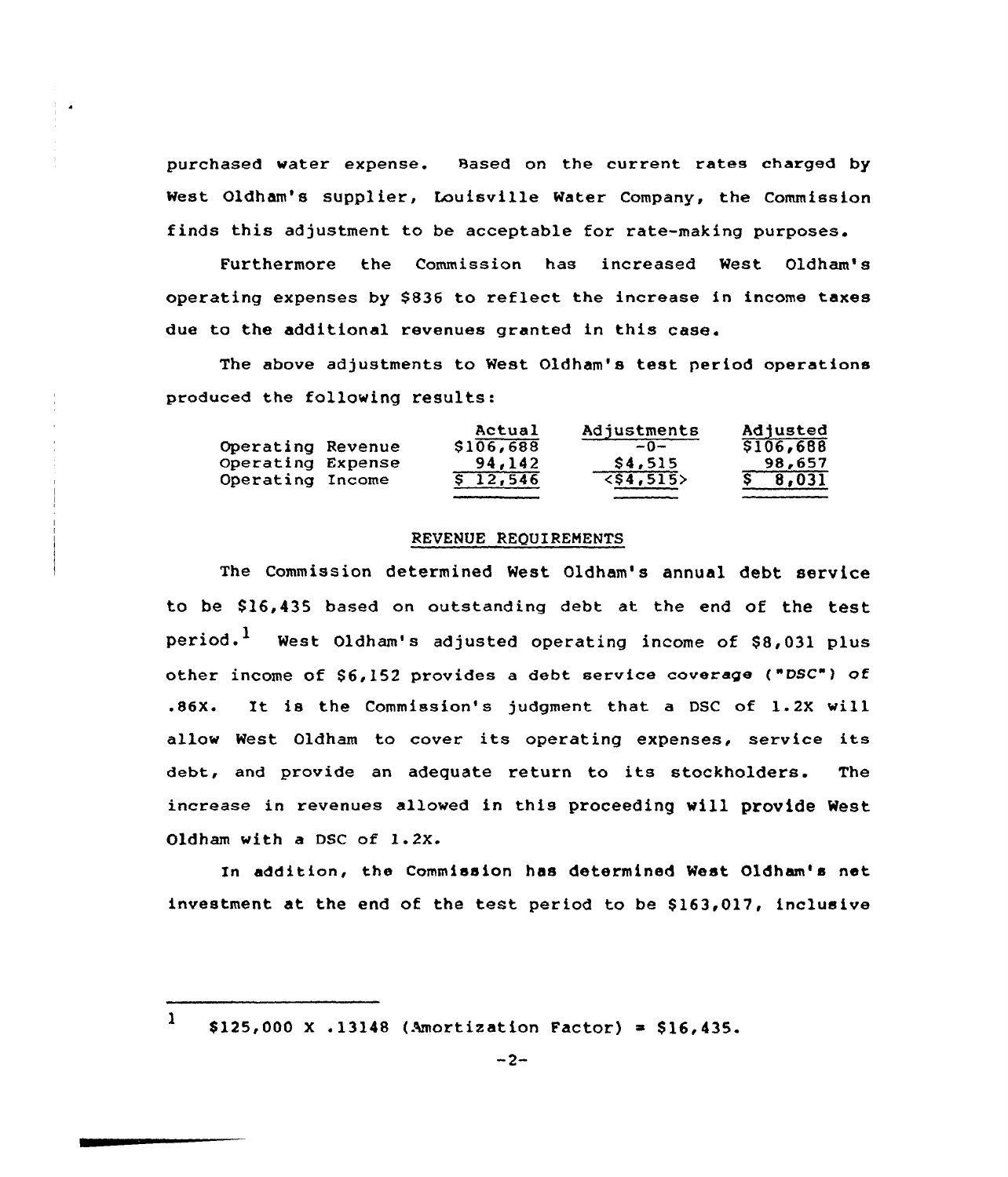purchased water expense. Based on the current rates charged by West Oldham's supplier, Louisville Water Company, the Commission finds this adjustment to be acceptable for rate-making purposes.

Furthermore the Commission has increased West Oldham's operating expenses by $836 to reflect the increase in income taxes due to the additional revenues granted in this case.

The above adjustments to West Oldham's test period operations produced the following results:

| | Actual | Adjustments | Adjusted |
|---|---|---|---|
| Operating Revenue | $106,688 | -0- | $106,688 |
| Operating Expense | 94,142 | $4,515 | 98,657 |
| Operating Income | $ 12,546 | <$4,515> | $ 8,031 |

## REVENUE REQUIREMENTS

The Commission determined West Oldham's annual debt service to be $16,435 based on outstanding debt at the end of the test period.[1] West Oldham's adjusted operating income of $8,031 plus other income of $6,152 provides a debt service coverage ("DSC") of .86X. It is the Commission's judgment that a DSC of 1.2X will allow West Oldham to cover its operating expenses, service its debt, and provide an adequate return to its stockholders. The increase in revenues allowed in this proceeding will provide West Oldham with a DSC of 1.2X.

In addition, the Commission has determined West Oldham's net investment at the end of the test period to be $163,017, inclusive

---

[1] $125,000 X .13148 (Amortization Factor) = $16,435.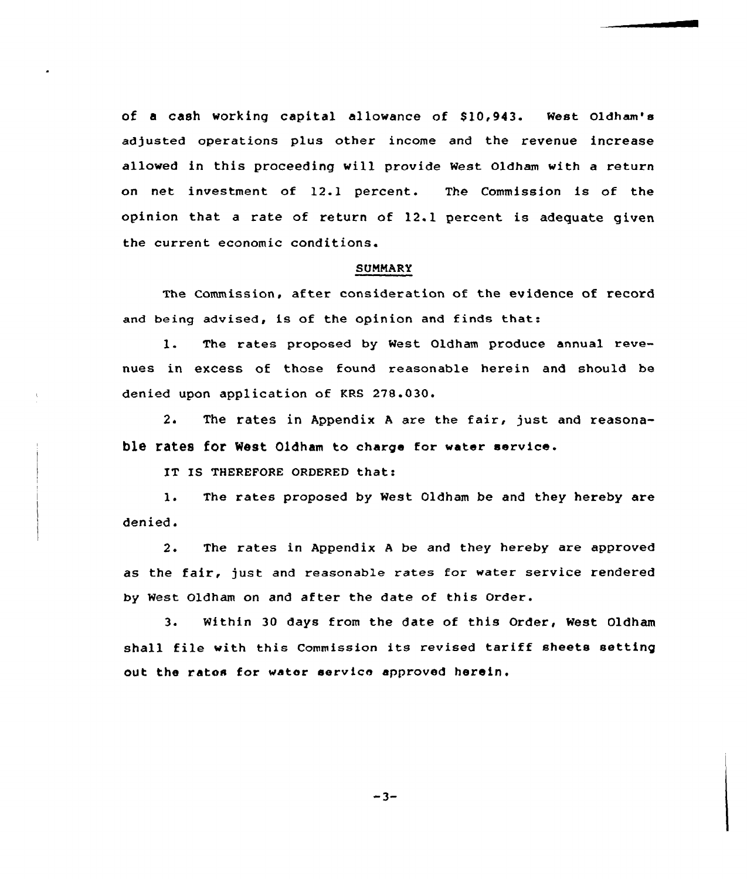of a cash working capital allowance of $10,943. West Oldham's adjusted operations plus other income and the revenue increase allowed in this proceeding will provide West Oldham with a return on net investment of 12.1 percent. The Commission is of the opinion that a rate of return of 12.1 percent is adequate given the current economic conditions.

## SUMMARY

The Commission, after consideration of the evidence of record and being advised, is of the opinion and finds that:

1. The rates proposed by West Oldham produce annual revenues in excess of those found reasonable herein and should be denied upon application of KRS 278.030.

2. The rates in Appendix A are the fair, just and reasonable rates for West Oldham to charge for water service.

IT IS THEREFORE ORDERED that:

1. The rates proposed by West Oldham be and they hereby are denied.

2. The rates in Appendix A be and they hereby are approved as the fair, just and reasonable rates for water service rendered by West Oldham on and after the date of this Order.

3. Within 30 days from the date of this Order, West Oldham shall file with this Commission its revised tariff sheets setting out the rates for water service approved herein.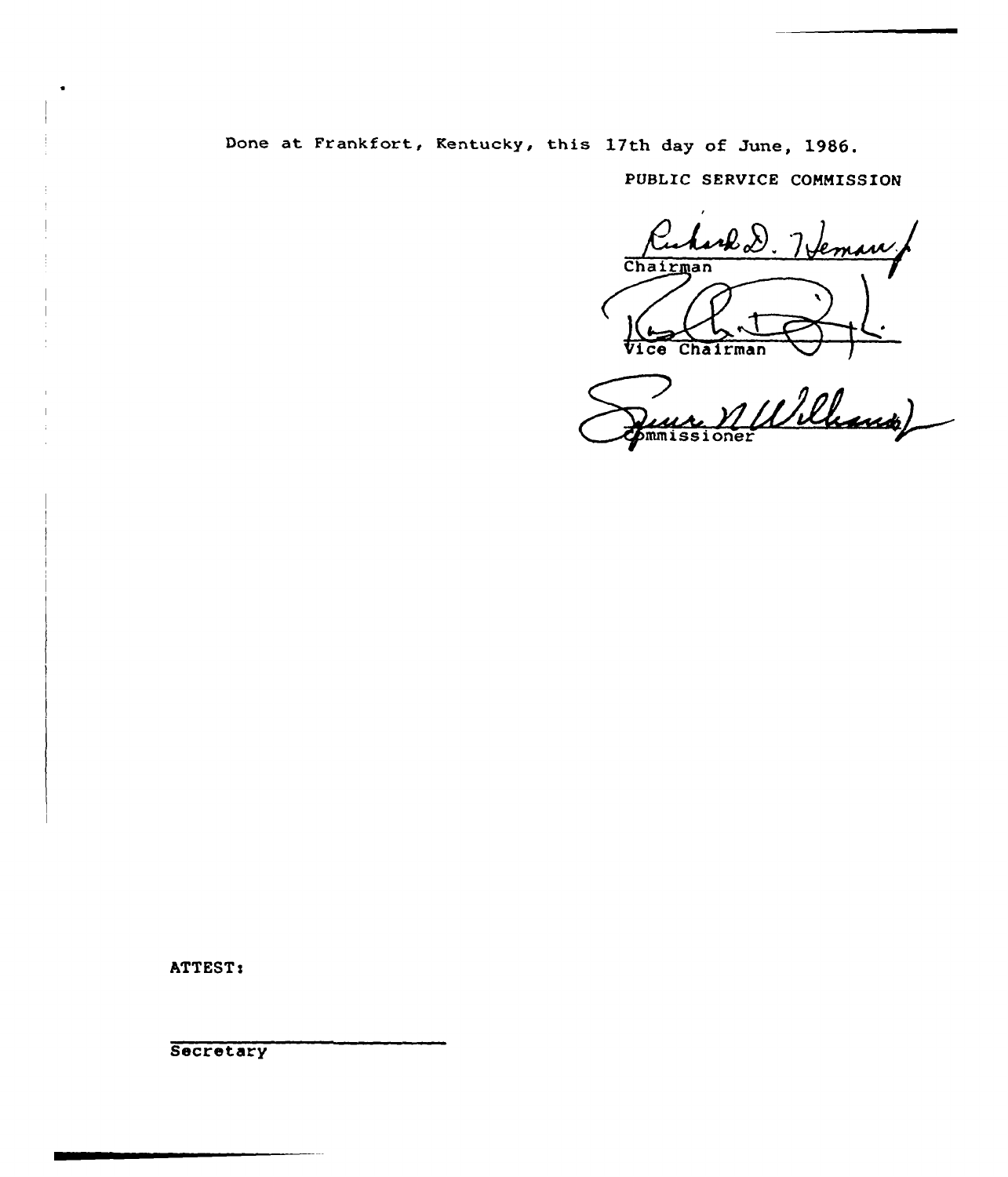Done at Frankfort, Kentucky, this 17th day of June, 1986.

PUBLIC SERVICE COMMISSION

Chairman

Vice Chairman

Commissioner

ATTEST:

Secretary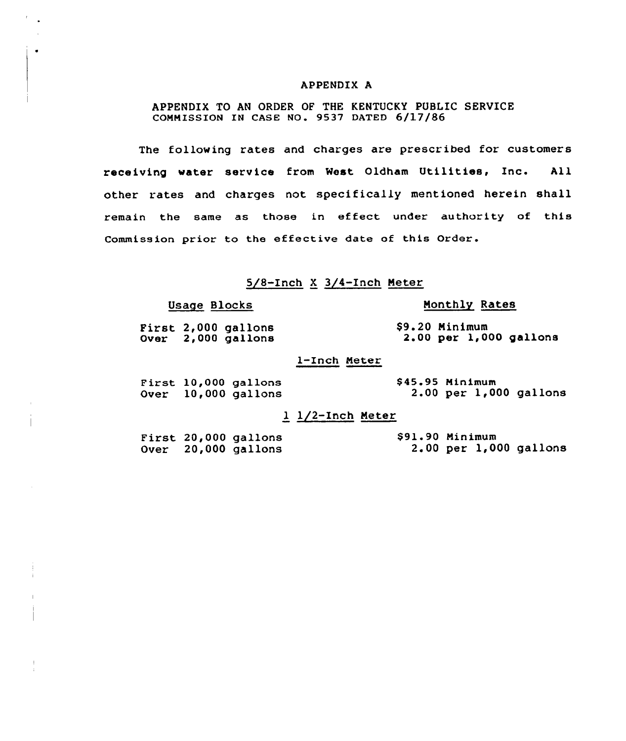# APPENDIX A

APPENDIX TO AN ORDER OF THE KENTUCKY PUBLIC SERVICE COMMISSION IN CASE NO. 9537 DATED 6/17/86

The following rates and charges are prescribed for customers receiving water service from West Oldham Utilities, Inc. All other rates and charges not specifically mentioned herein shall remain the same as those in effect under authority of this Commission prior to the effective date of this Order.

### 5/8-Inch X 3/4-Inch Meter

| Usage Blocks | Monthly Rates |
|---|---|
| First 2,000 gallons | $9.20 Minimum |
| Over 2,000 gallons | 2.00 per 1,000 gallons |

### 1-Inch Meter

| | |
|---|---|
| First 10,000 gallons | $45.95 Minimum |
| Over 10,000 gallons | 2.00 per 1,000 gallons |

### 1 1/2-Inch Meter

| | |
|---|---|
| First 20,000 gallons | $91.90 Minimum |
| Over 20,000 gallons | 2.00 per 1,000 gallons |